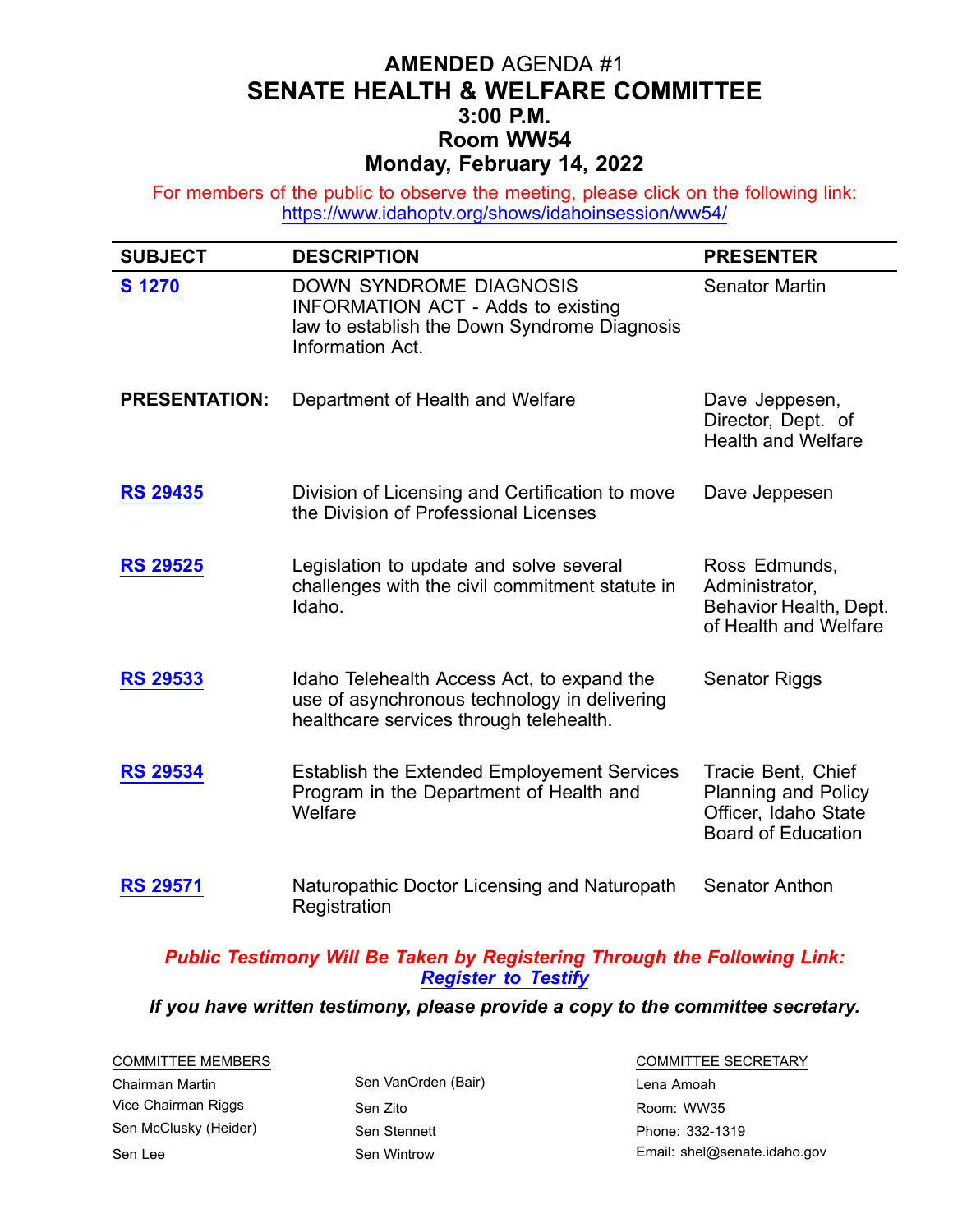# **AMENDED** AGENDA #1
# SENATE HEALTH & WELFARE COMMITTEE
## 3:00 P.M.
## Room WW54
## Monday, February 14, 2022

For members of the public to observe the meeting, please click on the following link: https://www.idahoptv.org/shows/idahoinsession/ww54/

| SUBJECT | DESCRIPTION | PRESENTER |
|---|---|---|
| **S 1270** | DOWN SYNDROME DIAGNOSIS INFORMATION ACT - Adds to existing law to establish the Down Syndrome Diagnosis Information Act. | Senator Martin |
| **PRESENTATION:** | Department of Health and Welfare | Dave Jeppesen, Director, Dept. of Health and Welfare |
| **RS 29435** | Division of Licensing and Certification to move the Division of Professional Licenses | Dave Jeppesen |
| **RS 29525** | Legislation to update and solve several challenges with the civil commitment statute in Idaho. | Ross Edmunds, Administrator, Behavior Health, Dept. of Health and Welfare |
| **RS 29533** | Idaho Telehealth Access Act, to expand the use of asynchronous technology in delivering healthcare services through telehealth. | Senator Riggs |
| **RS 29534** | Establish the Extended Employement Services Program in the Department of Health and Welfare | Tracie Bent, Chief Planning and Policy Officer, Idaho State Board of Education |
| **RS 29571** | Naturopathic Doctor Licensing and Naturopath Registration | Senator Anthon |

***Public Testimony Will Be Taken by Registering Through the Following Link: Register to Testify***

***If you have written testimony, please provide a copy to the committee secretary.***

COMMITTEE MEMBERS

Chairman Martin
Vice Chairman Riggs
Sen McClusky (Heider)
Sen Lee
Sen VanOrden (Bair)
Sen Zito
Sen Stennett
Sen Wintrow

COMMITTEE SECRETARY

Lena Amoah
Room: WW35
Phone: 332-1319
Email: shel@senate.idaho.gov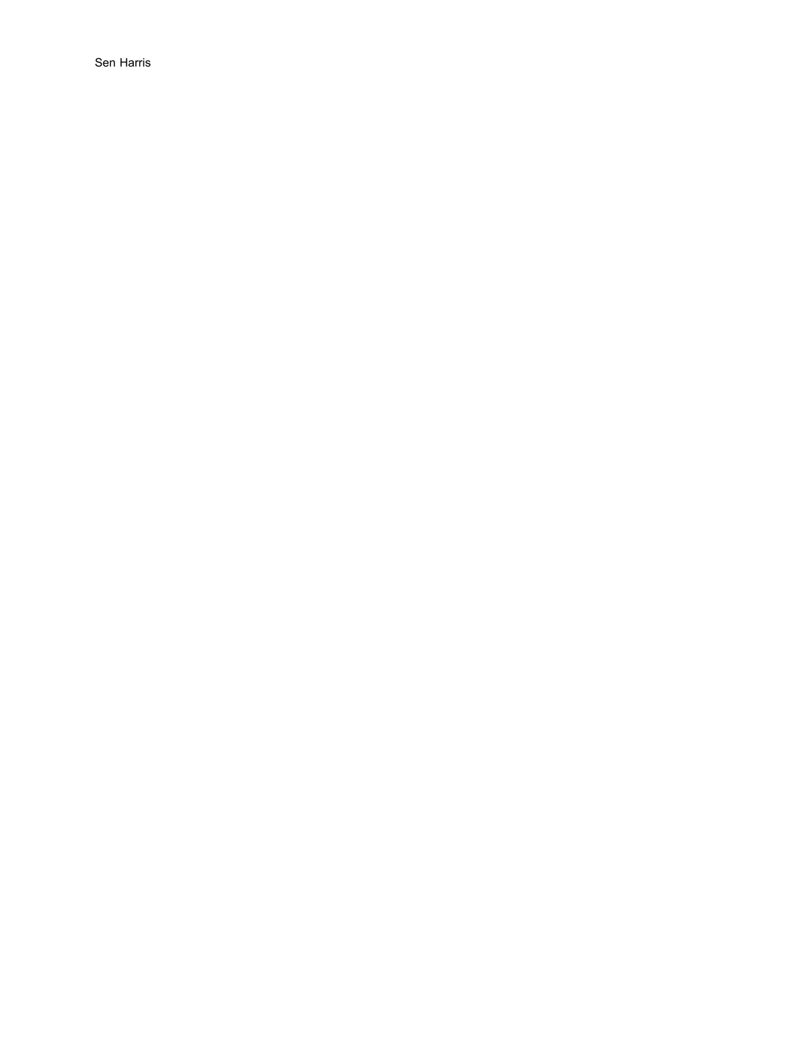Sen Harris